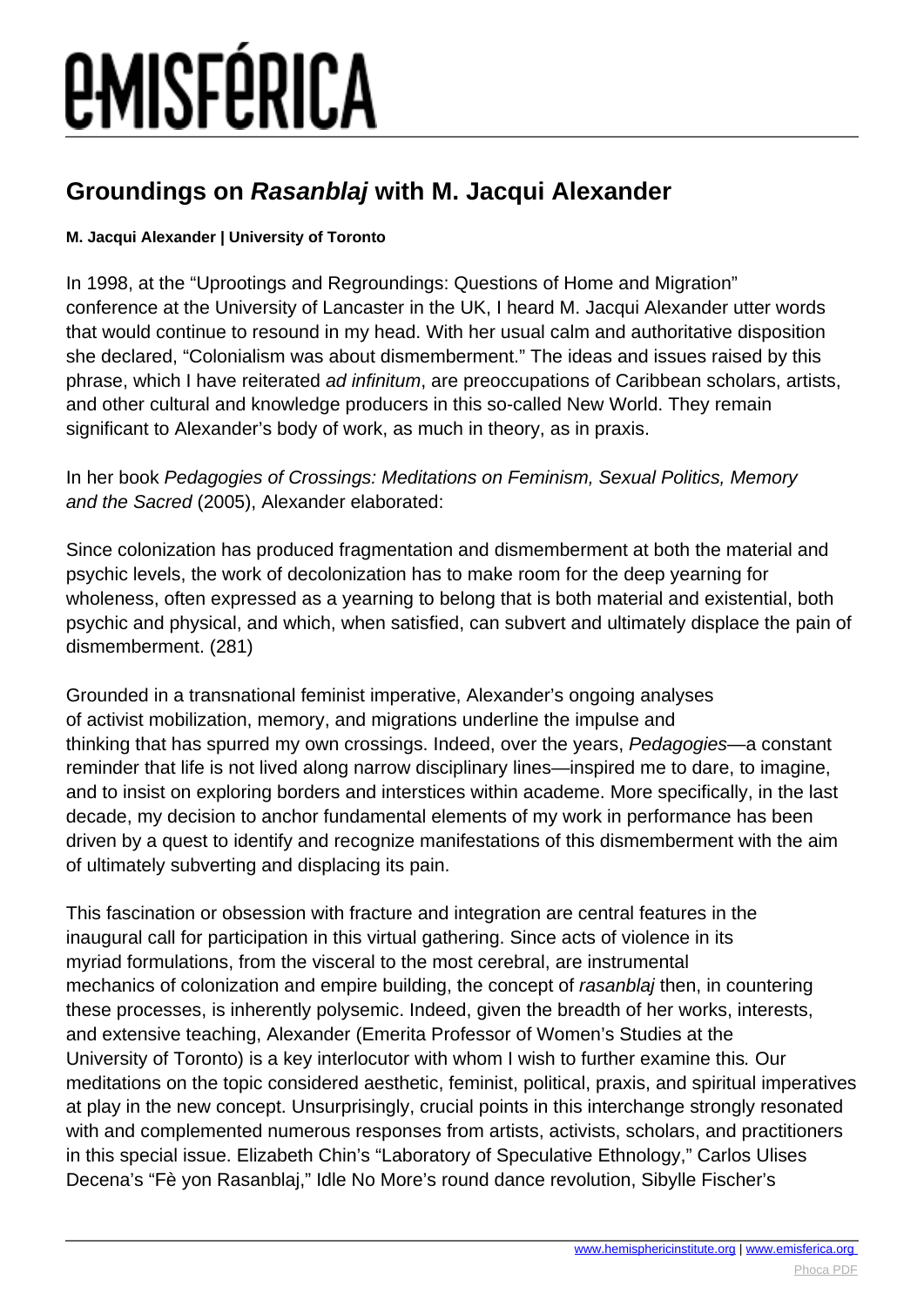# Groundings on *Rasanblaj* with M. Jacqui Alexander

**M. Jacqui Alexander | University of Toronto**

In 1998, at the "Uprootings and Regroundings: Questions of Home and Migration" conference at the University of Lancaster in the UK, I heard M. Jacqui Alexander utter words that would continue to resound in my head. With her usual calm and authoritative disposition she declared, "Colonialism was about dismemberment." The ideas and issues raised by this phrase, which I have reiterated *ad infinitum*, are preoccupations of Caribbean scholars, artists, and other cultural and knowledge producers in this so-called New World. They remain significant to Alexander's body of work, as much in theory, as in praxis.

In her book *Pedagogies of Crossings: Meditations on Feminism, Sexual Politics, Memory and the Sacred* (2005), Alexander elaborated:

Since colonization has produced fragmentation and dismemberment at both the material and psychic levels, the work of decolonization has to make room for the deep yearning for wholeness, often expressed as a yearning to belong that is both material and existential, both psychic and physical, and which, when satisfied, can subvert and ultimately displace the pain of dismemberment. (281)

Grounded in a transnational feminist imperative, Alexander's ongoing analyses of activist mobilization, memory, and migrations underline the impulse and thinking that has spurred my own crossings. Indeed, over the years, *Pedagogies*—a constant reminder that life is not lived along narrow disciplinary lines—inspired me to dare, to imagine, and to insist on exploring borders and interstices within academe. More specifically, in the last decade, my decision to anchor fundamental elements of my work in performance has been driven by a quest to identify and recognize manifestations of this dismemberment with the aim of ultimately subverting and displacing its pain.

This fascination or obsession with fracture and integration are central features in the inaugural call for participation in this virtual gathering. Since acts of violence in its myriad formulations, from the visceral to the most cerebral, are instrumental mechanics of colonization and empire building, the concept of *rasanblaj* then, in countering these processes, is inherently polysemic. Indeed, given the breadth of her works, interests, and extensive teaching, Alexander (Emerita Professor of Women's Studies at the University of Toronto) is a key interlocutor with whom I wish to further examine this. Our meditations on the topic considered aesthetic, feminist, political, praxis, and spiritual imperatives at play in the new concept. Unsurprisingly, crucial points in this interchange strongly resonated with and complemented numerous responses from artists, activists, scholars, and practitioners in this special issue. Elizabeth Chin's "Laboratory of Speculative Ethnology," Carlos Ulises Decena's "Fè yon Rasanblaj," Idle No More's round dance revolution, Sibylle Fischer's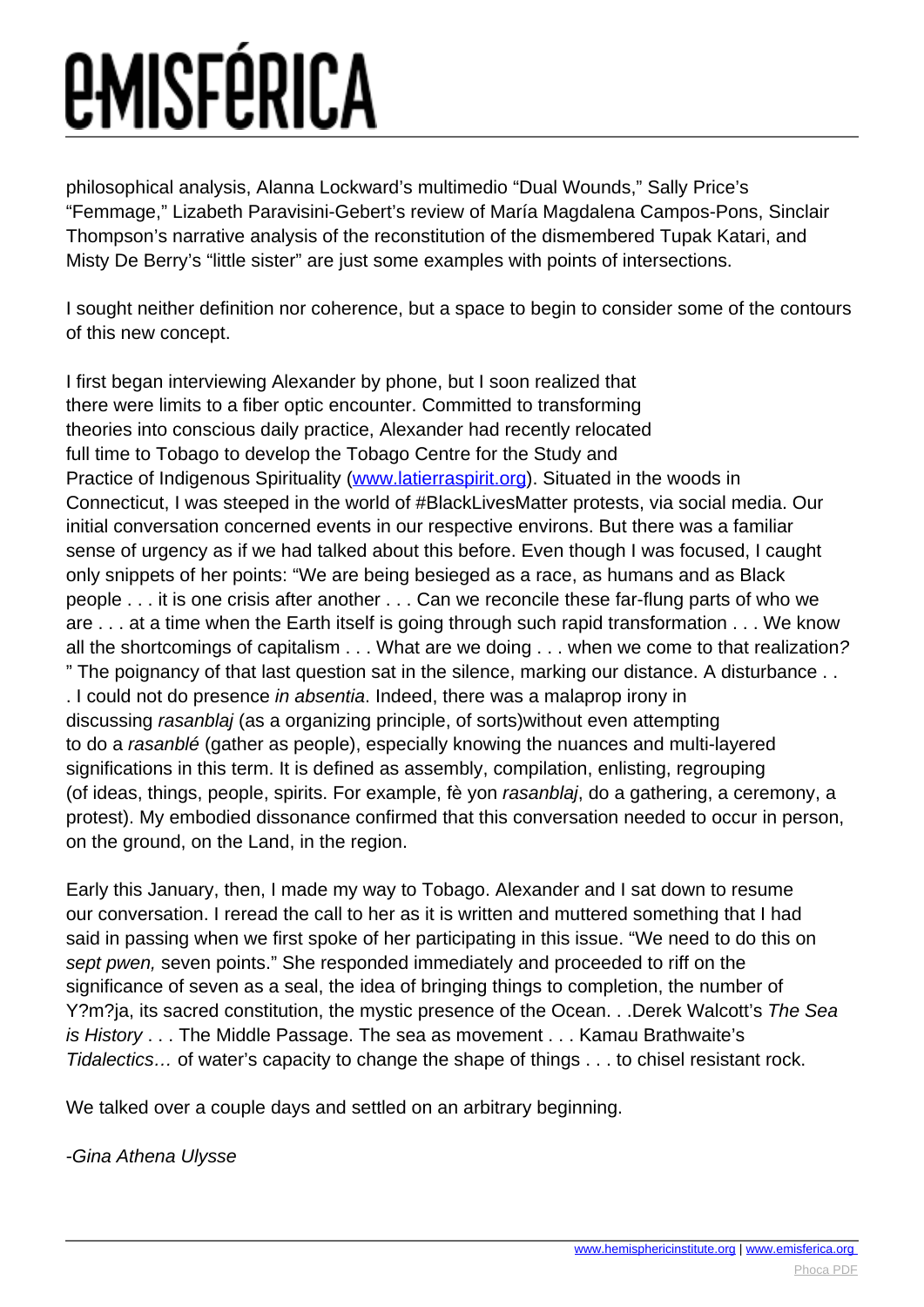philosophical analysis, Alanna Lockward's multimedio "Dual Wounds," Sally Price's "Femmage," Lizabeth Paravisini-Gebert's review of María Magdalena Campos-Pons, Sinclair Thompson's narrative analysis of the reconstitution of the dismembered Tupak Katari, and Misty De Berry's "little sister" are just some examples with points of intersections.

I sought neither definition nor coherence, but a space to begin to consider some of the contours of this new concept.

I first began interviewing Alexander by phone, but I soon realized that there were limits to a fiber optic encounter. Committed to transforming theories into conscious daily practice, Alexander had recently relocated full time to Tobago to develop the Tobago Centre for the Study and Practice of Indigenous Spirituality ([www.latierraspirit.org](http://www.latierraspirit.org)). Situated in the woods in Connecticut, I was steeped in the world of #BlackLivesMatter protests, via social media. Our initial conversation concerned events in our respective environs. But there was a familiar sense of urgency as if we had talked about this before. Even though I was focused, I caught only snippets of her points: "We are being besieged as a race, as humans and as Black people . . . it is one crisis after another . . . Can we reconcile these far-flung parts of who we are . . . at a time when the Earth itself is going through such rapid transformation . . . We know all the shortcomings of capitalism . . . What are we doing . . . when we come to that realization? " The poignancy of that last question sat in the silence, marking our distance. A disturbance . . . I could not do presence *in absentia*. Indeed, there was a malaprop irony in discussing *rasanblaj* (as a organizing principle, of sorts)without even attempting to do a *rasanblé* (gather as people), especially knowing the nuances and multi-layered significations in this term. It is defined as assembly, compilation, enlisting, regrouping (of ideas, things, people, spirits. For example, fè yon *rasanblaj*, do a gathering, a ceremony, a protest). My embodied dissonance confirmed that this conversation needed to occur in person, on the ground, on the Land, in the region.

Early this January, then, I made my way to Tobago. Alexander and I sat down to resume our conversation. I reread the call to her as it is written and muttered something that I had said in passing when we first spoke of her participating in this issue. "We need to do this on *sept pwen,* seven points." She responded immediately and proceeded to riff on the significance of seven as a seal, the idea of bringing things to completion, the number of Y?m?ja, its sacred constitution, the mystic presence of the Ocean. . .Derek Walcott's *The Sea is History* . . . The Middle Passage. The sea as movement . . . Kamau Brathwaite's *Tidalectics…* of water's capacity to change the shape of things . . . to chisel resistant rock.

We talked over a couple days and settled on an arbitrary beginning.

*-Gina Athena Ulysse*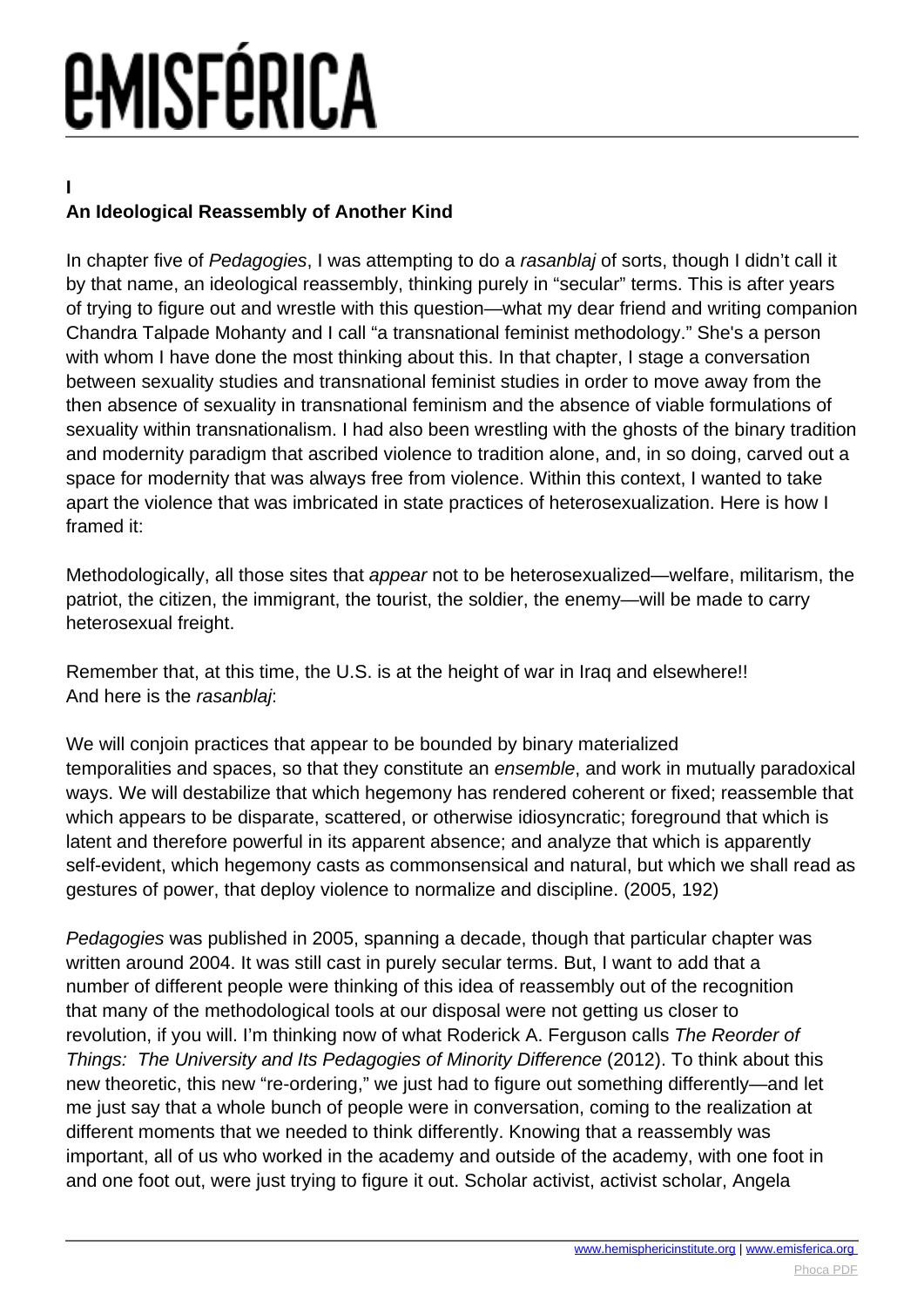## I
## An Ideological Reassembly of Another Kind

In chapter five of *Pedagogies*, I was attempting to do a *rasanblaj* of sorts, though I didn't call it by that name, an ideological reassembly, thinking purely in "secular" terms. This is after years of trying to figure out and wrestle with this question—what my dear friend and writing companion Chandra Talpade Mohanty and I call "a transnational feminist methodology." She's a person with whom I have done the most thinking about this. In that chapter, I stage a conversation between sexuality studies and transnational feminist studies in order to move away from the then absence of sexuality in transnational feminism and the absence of viable formulations of sexuality within transnationalism. I had also been wrestling with the ghosts of the binary tradition and modernity paradigm that ascribed violence to tradition alone, and, in so doing, carved out a space for modernity that was always free from violence. Within this context, I wanted to take apart the violence that was imbricated in state practices of heterosexualization. Here is how I framed it:

Methodologically, all those sites that *appear* not to be heterosexualized—welfare, militarism, the patriot, the citizen, the immigrant, the tourist, the soldier, the enemy—will be made to carry heterosexual freight.

Remember that, at this time, the U.S. is at the height of war in Iraq and elsewhere!!
And here is the *rasanblaj*:

We will conjoin practices that appear to be bounded by binary materialized temporalities and spaces, so that they constitute an *ensemble*, and work in mutually paradoxical ways. We will destabilize that which hegemony has rendered coherent or fixed; reassemble that which appears to be disparate, scattered, or otherwise idiosyncratic; foreground that which is latent and therefore powerful in its apparent absence; and analyze that which is apparently self-evident, which hegemony casts as commonsensical and natural, but which we shall read as gestures of power, that deploy violence to normalize and discipline. (2005, 192)

*Pedagogies* was published in 2005, spanning a decade, though that particular chapter was written around 2004. It was still cast in purely secular terms. But, I want to add that a number of different people were thinking of this idea of reassembly out of the recognition that many of the methodological tools at our disposal were not getting us closer to revolution, if you will. I'm thinking now of what Roderick A. Ferguson calls *The Reorder of Things: The University and Its Pedagogies of Minority Difference* (2012). To think about this new theoretic, this new "re-ordering," we just had to figure out something differently—and let me just say that a whole bunch of people were in conversation, coming to the realization at different moments that we needed to think differently. Knowing that a reassembly was important, all of us who worked in the academy and outside of the academy, with one foot in and one foot out, were just trying to figure it out. Scholar activist, activist scholar, Angela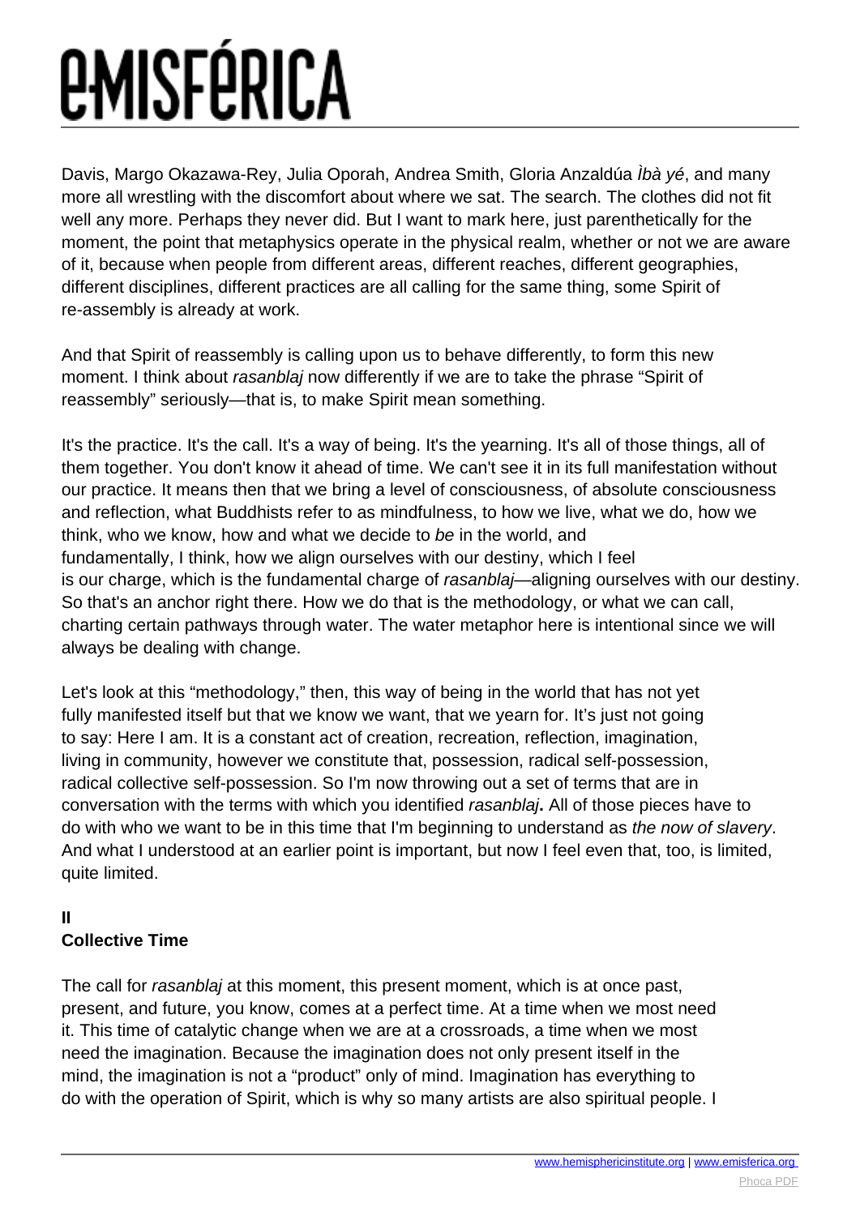Davis, Margo Okazawa-Rey, Julia Oporah, Andrea Smith, Gloria Anzaldúa *Ìbà yé*, and many more all wrestling with the discomfort about where we sat. The search. The clothes did not fit well any more. Perhaps they never did. But I want to mark here, just parenthetically for the moment, the point that metaphysics operate in the physical realm, whether or not we are aware of it, because when people from different areas, different reaches, different geographies, different disciplines, different practices are all calling for the same thing, some Spirit of re-assembly is already at work.

And that Spirit of reassembly is calling upon us to behave differently, to form this new moment. I think about *rasanblaj* now differently if we are to take the phrase "Spirit of reassembly" seriously—that is, to make Spirit mean something.

It's the practice. It's the call. It's a way of being. It's the yearning. It's all of those things, all of them together. You don't know it ahead of time. We can't see it in its full manifestation without our practice. It means then that we bring a level of consciousness, of absolute consciousness and reflection, what Buddhists refer to as mindfulness, to how we live, what we do, how we think, who we know, how and what we decide to *be* in the world, and fundamentally, I think, how we align ourselves with our destiny, which I feel is our charge, which is the fundamental charge of *rasanblaj*—aligning ourselves with our destiny. So that's an anchor right there. How we do that is the methodology, or what we can call, charting certain pathways through water. The water metaphor here is intentional since we will always be dealing with change.

Let's look at this "methodology," then, this way of being in the world that has not yet fully manifested itself but that we know we want, that we yearn for. It's just not going to say: Here I am. It is a constant act of creation, recreation, reflection, imagination, living in community, however we constitute that, possession, radical self-possession, radical collective self-possession. So I'm now throwing out a set of terms that are in conversation with the terms with which you identified *rasanblaj***.** All of those pieces have to do with who we want to be in this time that I'm beginning to understand as *the now of slavery*. And what I understood at an earlier point is important, but now I feel even that, too, is limited, quite limited.

## II
## Collective Time

The call for *rasanblaj* at this moment, this present moment, which is at once past, present, and future, you know, comes at a perfect time. At a time when we most need it. This time of catalytic change when we are at a crossroads, a time when we most need the imagination. Because the imagination does not only present itself in the mind, the imagination is not a "product" only of mind. Imagination has everything to do with the operation of Spirit, which is why so many artists are also spiritual people. I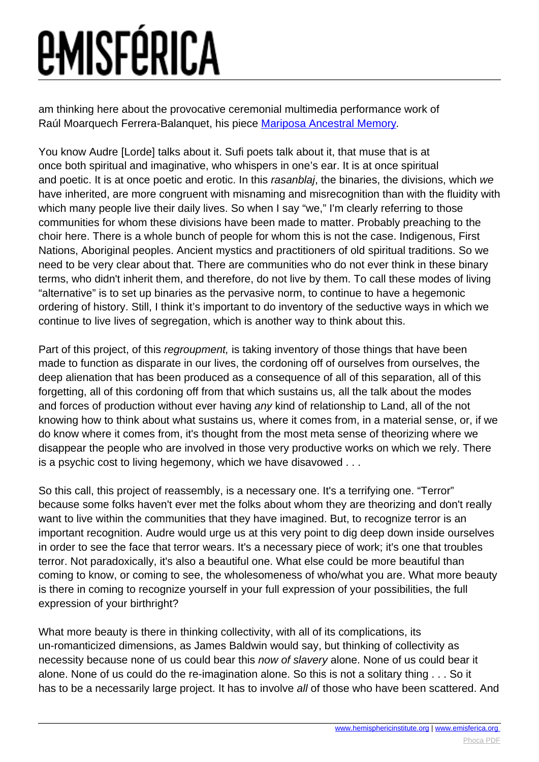am thinking here about the provocative ceremonial multimedia performance work of Raúl Moarquech Ferrera-Balanquet, his piece [Mariposa Ancestral Memory](Mariposa Ancestral Memory).

You know Audre [Lorde] talks about it. Sufi poets talk about it, that muse that is at once both spiritual and imaginative, who whispers in one's ear. It is at once spiritual and poetic. It is at once poetic and erotic. In this *rasanblaj*, the binaries, the divisions, which *we* have inherited, are more congruent with misnaming and misrecognition than with the fluidity with which many people live their daily lives. So when I say "we," I'm clearly referring to those communities for whom these divisions have been made to matter. Probably preaching to the choir here. There is a whole bunch of people for whom this is not the case. Indigenous, First Nations, Aboriginal peoples. Ancient mystics and practitioners of old spiritual traditions. So we need to be very clear about that. There are communities who do not ever think in these binary terms, who didn't inherit them, and therefore, do not live by them. To call these modes of living "alternative" is to set up binaries as the pervasive norm, to continue to have a hegemonic ordering of history. Still, I think it's important to do inventory of the seductive ways in which we continue to live lives of segregation, which is another way to think about this.

Part of this project, of this *regroupment,* is taking inventory of those things that have been made to function as disparate in our lives, the cordoning off of ourselves from ourselves, the deep alienation that has been produced as a consequence of all of this separation, all of this forgetting, all of this cordoning off from that which sustains us, all the talk about the modes and forces of production without ever having *any* kind of relationship to Land, all of the not knowing how to think about what sustains us, where it comes from, in a material sense, or, if we do know where it comes from, it's thought from the most meta sense of theorizing where we disappear the people who are involved in those very productive works on which we rely. There is a psychic cost to living hegemony, which we have disavowed . . .

So this call, this project of reassembly, is a necessary one. It's a terrifying one. "Terror" because some folks haven't ever met the folks about whom they are theorizing and don't really want to live within the communities that they have imagined. But, to recognize terror is an important recognition. Audre would urge us at this very point to dig deep down inside ourselves in order to see the face that terror wears. It's a necessary piece of work; it's one that troubles terror. Not paradoxically, it's also a beautiful one. What else could be more beautiful than coming to know, or coming to see, the wholesomeness of who/what you are. What more beauty is there in coming to recognize yourself in your full expression of your possibilities, the full expression of your birthright?

What more beauty is there in thinking collectivity, with all of its complications, its un-romanticized dimensions, as James Baldwin would say, but thinking of collectivity as necessity because none of us could bear this *now of slavery* alone. None of us could bear it alone. None of us could do the re-imagination alone. So this is not a solitary thing . . . So it has to be a necessarily large project. It has to involve *all* of those who have been scattered. And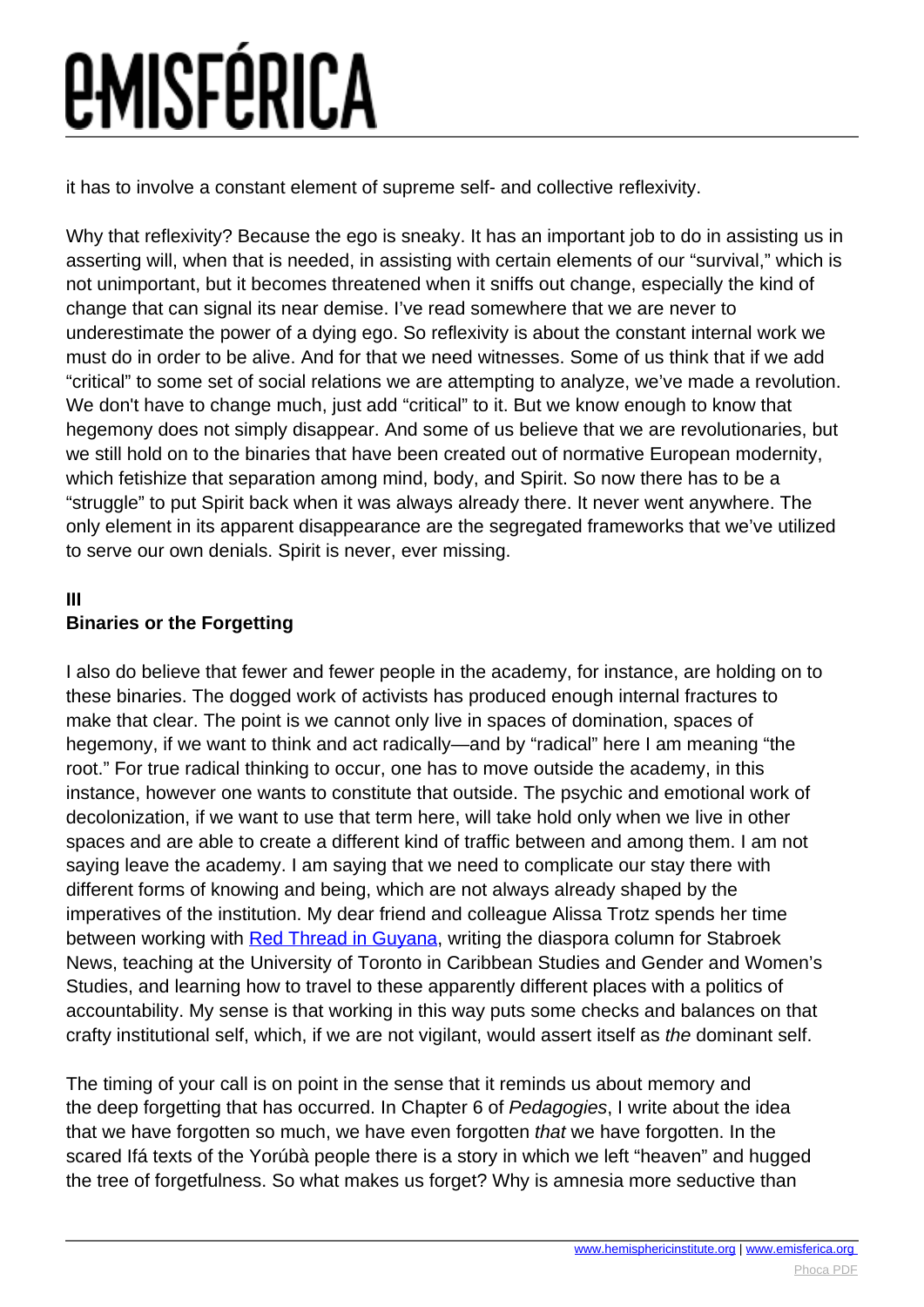it has to involve a constant element of supreme self- and collective reflexivity.

Why that reflexivity? Because the ego is sneaky. It has an important job to do in assisting us in asserting will, when that is needed, in assisting with certain elements of our "survival," which is not unimportant, but it becomes threatened when it sniffs out change, especially the kind of change that can signal its near demise. I've read somewhere that we are never to underestimate the power of a dying ego. So reflexivity is about the constant internal work we must do in order to be alive. And for that we need witnesses. Some of us think that if we add "critical" to some set of social relations we are attempting to analyze, we've made a revolution. We don't have to change much, just add "critical" to it. But we know enough to know that hegemony does not simply disappear. And some of us believe that we are revolutionaries, but we still hold on to the binaries that have been created out of normative European modernity, which fetishize that separation among mind, body, and Spirit. So now there has to be a "struggle" to put Spirit back when it was always already there. It never went anywhere. The only element in its apparent disappearance are the segregated frameworks that we've utilized to serve our own denials. Spirit is never, ever missing.

## III
## Binaries or the Forgetting

I also do believe that fewer and fewer people in the academy, for instance, are holding on to these binaries. The dogged work of activists has produced enough internal fractures to make that clear. The point is we cannot only live in spaces of domination, spaces of hegemony, if we want to think and act radically—and by "radical" here I am meaning "the root." For true radical thinking to occur, one has to move outside the academy, in this instance, however one wants to constitute that outside. The psychic and emotional work of decolonization, if we want to use that term here, will take hold only when we live in other spaces and are able to create a different kind of traffic between and among them. I am not saying leave the academy. I am saying that we need to complicate our stay there with different forms of knowing and being, which are not always already shaped by the imperatives of the institution. My dear friend and colleague Alissa Trotz spends her time between working with Red Thread in Guyana, writing the diaspora column for Stabroek News, teaching at the University of Toronto in Caribbean Studies and Gender and Women's Studies, and learning how to travel to these apparently different places with a politics of accountability. My sense is that working in this way puts some checks and balances on that crafty institutional self, which, if we are not vigilant, would assert itself as *the* dominant self.

The timing of your call is on point in the sense that it reminds us about memory and the deep forgetting that has occurred. In Chapter 6 of *Pedagogies*, I write about the idea that we have forgotten so much, we have even forgotten *that* we have forgotten. In the scared Ifá texts of the Yorúbà people there is a story in which we left "heaven" and hugged the tree of forgetfulness. So what makes us forget? Why is amnesia more seductive than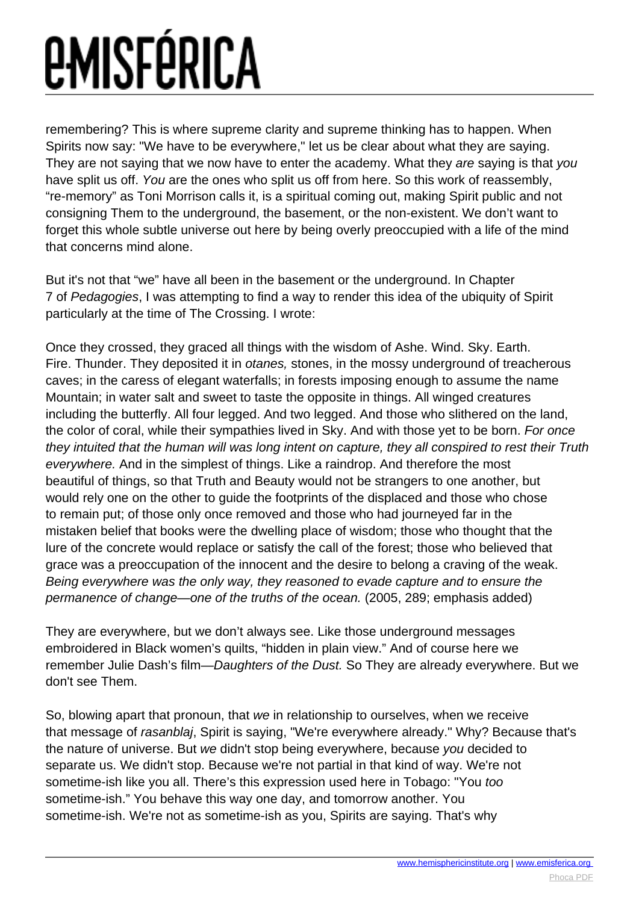remembering? This is where supreme clarity and supreme thinking has to happen. When Spirits now say: "We have to be everywhere," let us be clear about what they are saying. They are not saying that we now have to enter the academy. What they *are* saying is that *you* have split us off. *You* are the ones who split us off from here. So this work of reassembly, "re-memory" as Toni Morrison calls it, is a spiritual coming out, making Spirit public and not consigning Them to the underground, the basement, or the non-existent. We don't want to forget this whole subtle universe out here by being overly preoccupied with a life of the mind that concerns mind alone.

But it's not that "we" have all been in the basement or the underground. In Chapter 7 of *Pedagogies*, I was attempting to find a way to render this idea of the ubiquity of Spirit particularly at the time of The Crossing. I wrote:

Once they crossed, they graced all things with the wisdom of Ashe. Wind. Sky. Earth. Fire. Thunder. They deposited it in *otanes,* stones, in the mossy underground of treacherous caves; in the caress of elegant waterfalls; in forests imposing enough to assume the name Mountain; in water salt and sweet to taste the opposite in things. All winged creatures including the butterfly. All four legged. And two legged. And those who slithered on the land, the color of coral, while their sympathies lived in Sky. And with those yet to be born. *For once they intuited that the human will was long intent on capture, they all conspired to rest their Truth everywhere.* And in the simplest of things. Like a raindrop. And therefore the most beautiful of things, so that Truth and Beauty would not be strangers to one another, but would rely one on the other to guide the footprints of the displaced and those who chose to remain put; of those only once removed and those who had journeyed far in the mistaken belief that books were the dwelling place of wisdom; those who thought that the lure of the concrete would replace or satisfy the call of the forest; those who believed that grace was a preoccupation of the innocent and the desire to belong a craving of the weak. *Being everywhere was the only way, they reasoned to evade capture and to ensure the permanence of change—one of the truths of the ocean.* (2005, 289; emphasis added)

They are everywhere, but we don't always see. Like those underground messages embroidered in Black women's quilts, "hidden in plain view." And of course here we remember Julie Dash's film—*Daughters of the Dust.* So They are already everywhere. But we don't see Them.

So, blowing apart that pronoun, that *we* in relationship to ourselves, when we receive that message of *rasanblaj*, Spirit is saying, "We're everywhere already." Why? Because that's the nature of universe. But *we* didn't stop being everywhere, because *you* decided to separate us. We didn't stop. Because we're not partial in that kind of way. We're not sometime-ish like you all. There's this expression used here in Tobago: "You *too* sometime-ish." You behave this way one day, and tomorrow another. You sometime-ish. We're not as sometime-ish as you, Spirits are saying. That's why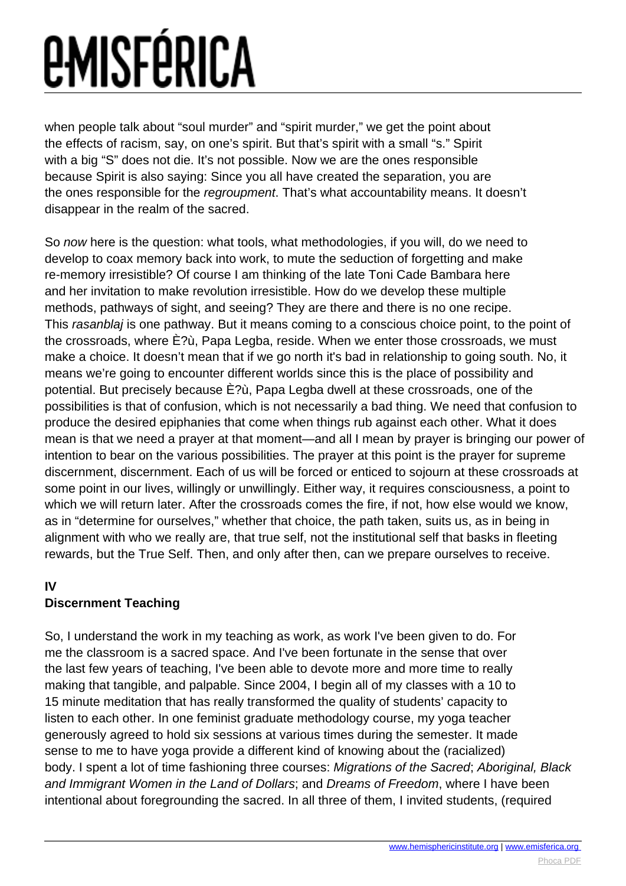when people talk about "soul murder" and "spirit murder," we get the point about the effects of racism, say, on one's spirit. But that's spirit with a small "s." Spirit with a big "S" does not die. It's not possible. Now we are the ones responsible because Spirit is also saying: Since you all have created the separation, you are the ones responsible for the *regroupment*. That's what accountability means. It doesn't disappear in the realm of the sacred.

So *now* here is the question: what tools, what methodologies, if you will, do we need to develop to coax memory back into work, to mute the seduction of forgetting and make re-memory irresistible? Of course I am thinking of the late Toni Cade Bambara here and her invitation to make revolution irresistible. How do we develop these multiple methods, pathways of sight, and seeing? They are there and there is no one recipe. This *rasanblaj* is one pathway. But it means coming to a conscious choice point, to the point of the crossroads, where È?ù, Papa Legba, reside. When we enter those crossroads, we must make a choice. It doesn't mean that if we go north it's bad in relationship to going south. No, it means we're going to encounter different worlds since this is the place of possibility and potential. But precisely because È?ù, Papa Legba dwell at these crossroads, one of the possibilities is that of confusion, which is not necessarily a bad thing. We need that confusion to produce the desired epiphanies that come when things rub against each other. What it does mean is that we need a prayer at that moment—and all I mean by prayer is bringing our power of intention to bear on the various possibilities. The prayer at this point is the prayer for supreme discernment, discernment. Each of us will be forced or enticed to sojourn at these crossroads at some point in our lives, willingly or unwillingly. Either way, it requires consciousness, a point to which we will return later. After the crossroads comes the fire, if not, how else would we know, as in "determine for ourselves," whether that choice, the path taken, suits us, as in being in alignment with who we really are, that true self, not the institutional self that basks in fleeting rewards, but the True Self. Then, and only after then, can we prepare ourselves to receive.

## IV
## Discernment Teaching

So, I understand the work in my teaching as work, as work I've been given to do. For me the classroom is a sacred space. And I've been fortunate in the sense that over the last few years of teaching, I've been able to devote more and more time to really making that tangible, and palpable. Since 2004, I begin all of my classes with a 10 to 15 minute meditation that has really transformed the quality of students' capacity to listen to each other. In one feminist graduate methodology course, my yoga teacher generously agreed to hold six sessions at various times during the semester. It made sense to me to have yoga provide a different kind of knowing about the (racialized) body. I spent a lot of time fashioning three courses: *Migrations of the Sacred*; *Aboriginal, Black and Immigrant Women in the Land of Dollars*; and *Dreams of Freedom*, where I have been intentional about foregrounding the sacred. In all three of them, I invited students, (required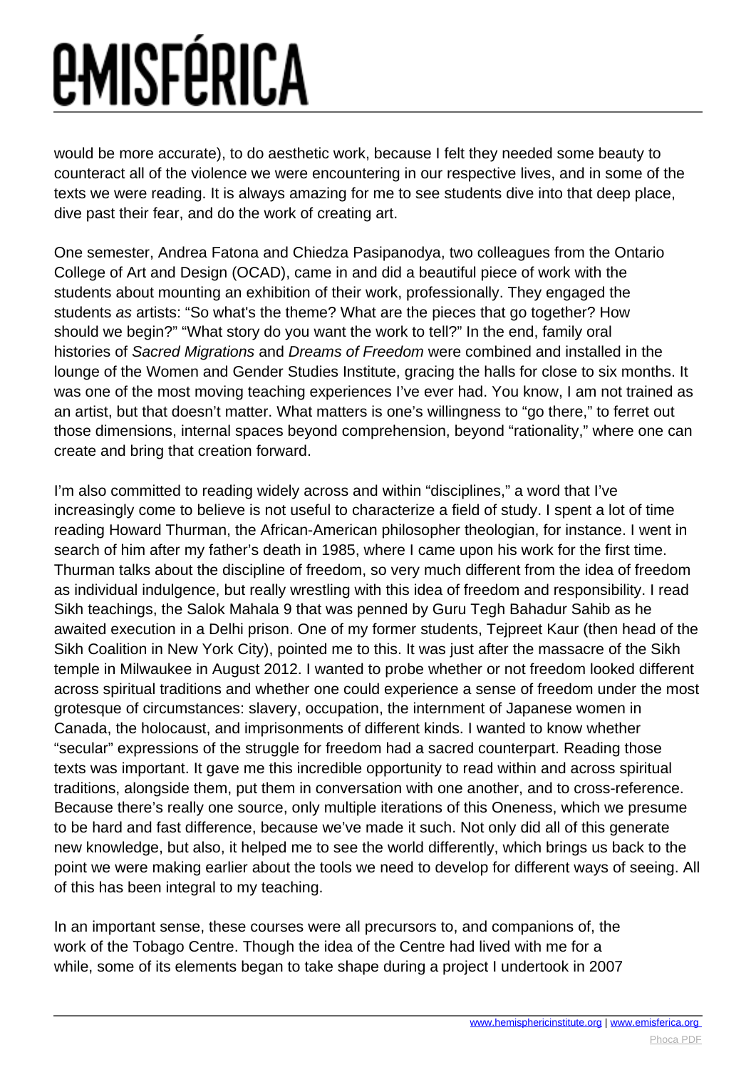would be more accurate), to do aesthetic work, because I felt they needed some beauty to counteract all of the violence we were encountering in our respective lives, and in some of the texts we were reading. It is always amazing for me to see students dive into that deep place, dive past their fear, and do the work of creating art.

One semester, Andrea Fatona and Chiedza Pasipanodya, two colleagues from the Ontario College of Art and Design (OCAD), came in and did a beautiful piece of work with the students about mounting an exhibition of their work, professionally. They engaged the students *as* artists: "So what's the theme? What are the pieces that go together? How should we begin?" "What story do you want the work to tell?" In the end, family oral histories of *Sacred Migrations* and *Dreams of Freedom* were combined and installed in the lounge of the Women and Gender Studies Institute, gracing the halls for close to six months. It was one of the most moving teaching experiences I've ever had. You know, I am not trained as an artist, but that doesn't matter. What matters is one's willingness to "go there," to ferret out those dimensions, internal spaces beyond comprehension, beyond "rationality," where one can create and bring that creation forward.

I'm also committed to reading widely across and within "disciplines," a word that I've increasingly come to believe is not useful to characterize a field of study. I spent a lot of time reading Howard Thurman, the African-American philosopher theologian, for instance. I went in search of him after my father's death in 1985, where I came upon his work for the first time. Thurman talks about the discipline of freedom, so very much different from the idea of freedom as individual indulgence, but really wrestling with this idea of freedom and responsibility. I read Sikh teachings, the Salok Mahala 9 that was penned by Guru Tegh Bahadur Sahib as he awaited execution in a Delhi prison. One of my former students, Tejpreet Kaur (then head of the Sikh Coalition in New York City), pointed me to this. It was just after the massacre of the Sikh temple in Milwaukee in August 2012. I wanted to probe whether or not freedom looked different across spiritual traditions and whether one could experience a sense of freedom under the most grotesque of circumstances: slavery, occupation, the internment of Japanese women in Canada, the holocaust, and imprisonments of different kinds. I wanted to know whether "secular" expressions of the struggle for freedom had a sacred counterpart. Reading those texts was important. It gave me this incredible opportunity to read within and across spiritual traditions, alongside them, put them in conversation with one another, and to cross-reference. Because there's really one source, only multiple iterations of this Oneness, which we presume to be hard and fast difference, because we've made it such. Not only did all of this generate new knowledge, but also, it helped me to see the world differently, which brings us back to the point we were making earlier about the tools we need to develop for different ways of seeing. All of this has been integral to my teaching.

In an important sense, these courses were all precursors to, and companions of, the work of the Tobago Centre. Though the idea of the Centre had lived with me for a while, some of its elements began to take shape during a project I undertook in 2007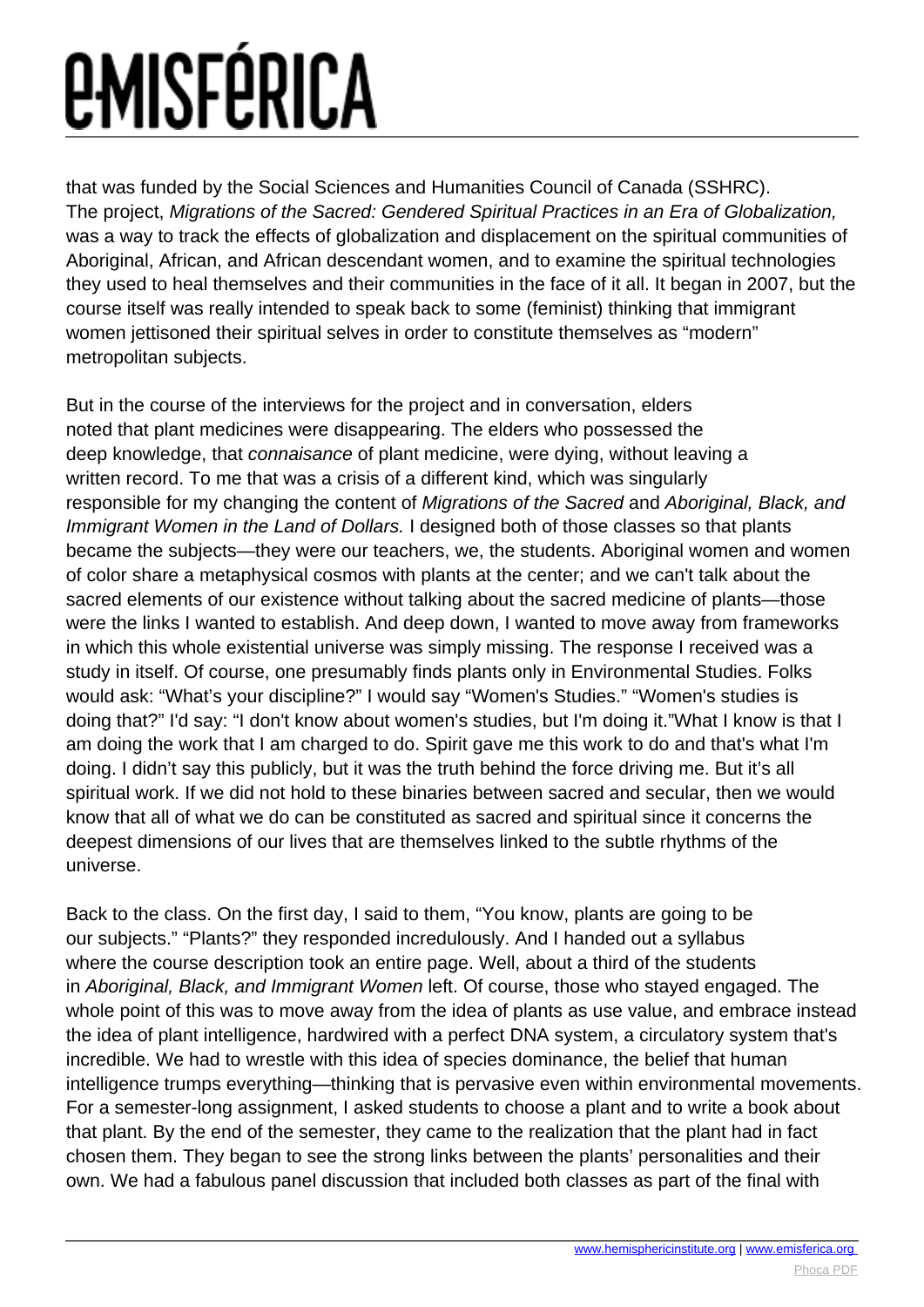that was funded by the Social Sciences and Humanities Council of Canada (SSHRC). The project, *Migrations of the Sacred: Gendered Spiritual Practices in an Era of Globalization,* was a way to track the effects of globalization and displacement on the spiritual communities of Aboriginal, African, and African descendant women, and to examine the spiritual technologies they used to heal themselves and their communities in the face of it all. It began in 2007, but the course itself was really intended to speak back to some (feminist) thinking that immigrant women jettisoned their spiritual selves in order to constitute themselves as "modern" metropolitan subjects.

But in the course of the interviews for the project and in conversation, elders noted that plant medicines were disappearing. The elders who possessed the deep knowledge, that *connaisance* of plant medicine, were dying, without leaving a written record. To me that was a crisis of a different kind, which was singularly responsible for my changing the content of *Migrations of the Sacred* and *Aboriginal, Black, and Immigrant Women in the Land of Dollars.* I designed both of those classes so that plants became the subjects—they were our teachers, we, the students. Aboriginal women and women of color share a metaphysical cosmos with plants at the center; and we can't talk about the sacred elements of our existence without talking about the sacred medicine of plants—those were the links I wanted to establish. And deep down, I wanted to move away from frameworks in which this whole existential universe was simply missing. The response I received was a study in itself. Of course, one presumably finds plants only in Environmental Studies. Folks would ask: "What's your discipline?" I would say "Women's Studies." "Women's studies is doing that?" I'd say: "I don't know about women's studies, but I'm doing it."What I know is that I am doing the work that I am charged to do. Spirit gave me this work to do and that's what I'm doing. I didn't say this publicly, but it was the truth behind the force driving me. But it's all spiritual work. If we did not hold to these binaries between sacred and secular, then we would know that all of what we do can be constituted as sacred and spiritual since it concerns the deepest dimensions of our lives that are themselves linked to the subtle rhythms of the universe.

Back to the class. On the first day, I said to them, "You know, plants are going to be our subjects." "Plants?" they responded incredulously. And I handed out a syllabus where the course description took an entire page. Well, about a third of the students in *Aboriginal, Black, and Immigrant Women* left. Of course, those who stayed engaged. The whole point of this was to move away from the idea of plants as use value, and embrace instead the idea of plant intelligence, hardwired with a perfect DNA system, a circulatory system that's incredible. We had to wrestle with this idea of species dominance, the belief that human intelligence trumps everything—thinking that is pervasive even within environmental movements. For a semester-long assignment, I asked students to choose a plant and to write a book about that plant. By the end of the semester, they came to the realization that the plant had in fact chosen them. They began to see the strong links between the plants' personalities and their own. We had a fabulous panel discussion that included both classes as part of the final with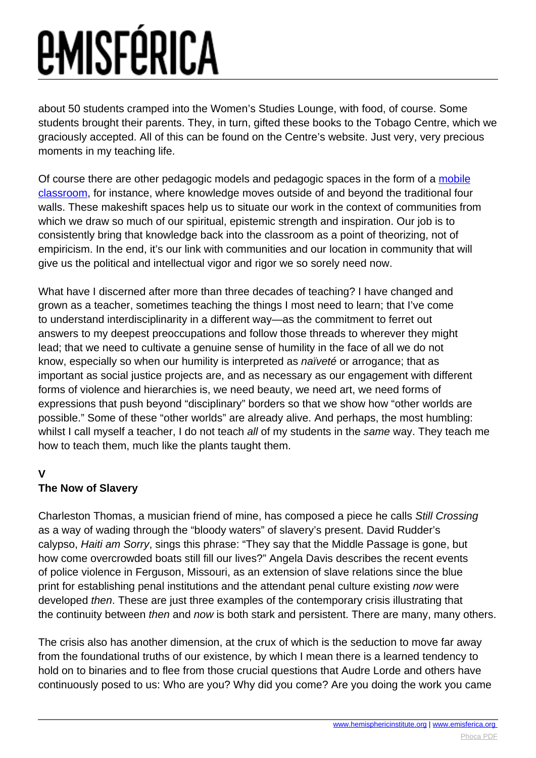about 50 students cramped into the Women's Studies Lounge, with food, of course. Some students brought their parents. They, in turn, gifted these books to the Tobago Centre, which we graciously accepted. All of this can be found on the Centre's website. Just very, very precious moments in my teaching life.

Of course there are other pedagogic models and pedagogic spaces in the form of a mobile classroom, for instance, where knowledge moves outside of and beyond the traditional four walls. These makeshift spaces help us to situate our work in the context of communities from which we draw so much of our spiritual, epistemic strength and inspiration. Our job is to consistently bring that knowledge back into the classroom as a point of theorizing, not of empiricism. In the end, it's our link with communities and our location in community that will give us the political and intellectual vigor and rigor we so sorely need now.

What have I discerned after more than three decades of teaching? I have changed and grown as a teacher, sometimes teaching the things I most need to learn; that I've come to understand interdisciplinarity in a different way—as the commitment to ferret out answers to my deepest preoccupations and follow those threads to wherever they might lead; that we need to cultivate a genuine sense of humility in the face of all we do not know, especially so when our humility is interpreted as *naïveté* or arrogance; that as important as social justice projects are, and as necessary as our engagement with different forms of violence and hierarchies is, we need beauty, we need art, we need forms of expressions that push beyond "disciplinary" borders so that we show how "other worlds are possible." Some of these "other worlds" are already alive. And perhaps, the most humbling: whilst I call myself a teacher, I do not teach *all* of my students in the *same* way. They teach me how to teach them, much like the plants taught them.

## V
## The Now of Slavery

Charleston Thomas, a musician friend of mine, has composed a piece he calls *Still Crossing* as a way of wading through the "bloody waters" of slavery's present. David Rudder's calypso, *Haiti am Sorry*, sings this phrase: "They say that the Middle Passage is gone, but how come overcrowded boats still fill our lives?" Angela Davis describes the recent events of police violence in Ferguson, Missouri, as an extension of slave relations since the blue print for establishing penal institutions and the attendant penal culture existing *now* were developed *then*. These are just three examples of the contemporary crisis illustrating that the continuity between *then* and *now* is both stark and persistent. There are many, many others.

The crisis also has another dimension, at the crux of which is the seduction to move far away from the foundational truths of our existence, by which I mean there is a learned tendency to hold on to binaries and to flee from those crucial questions that Audre Lorde and others have continuously posed to us: Who are you? Why did you come? Are you doing the work you came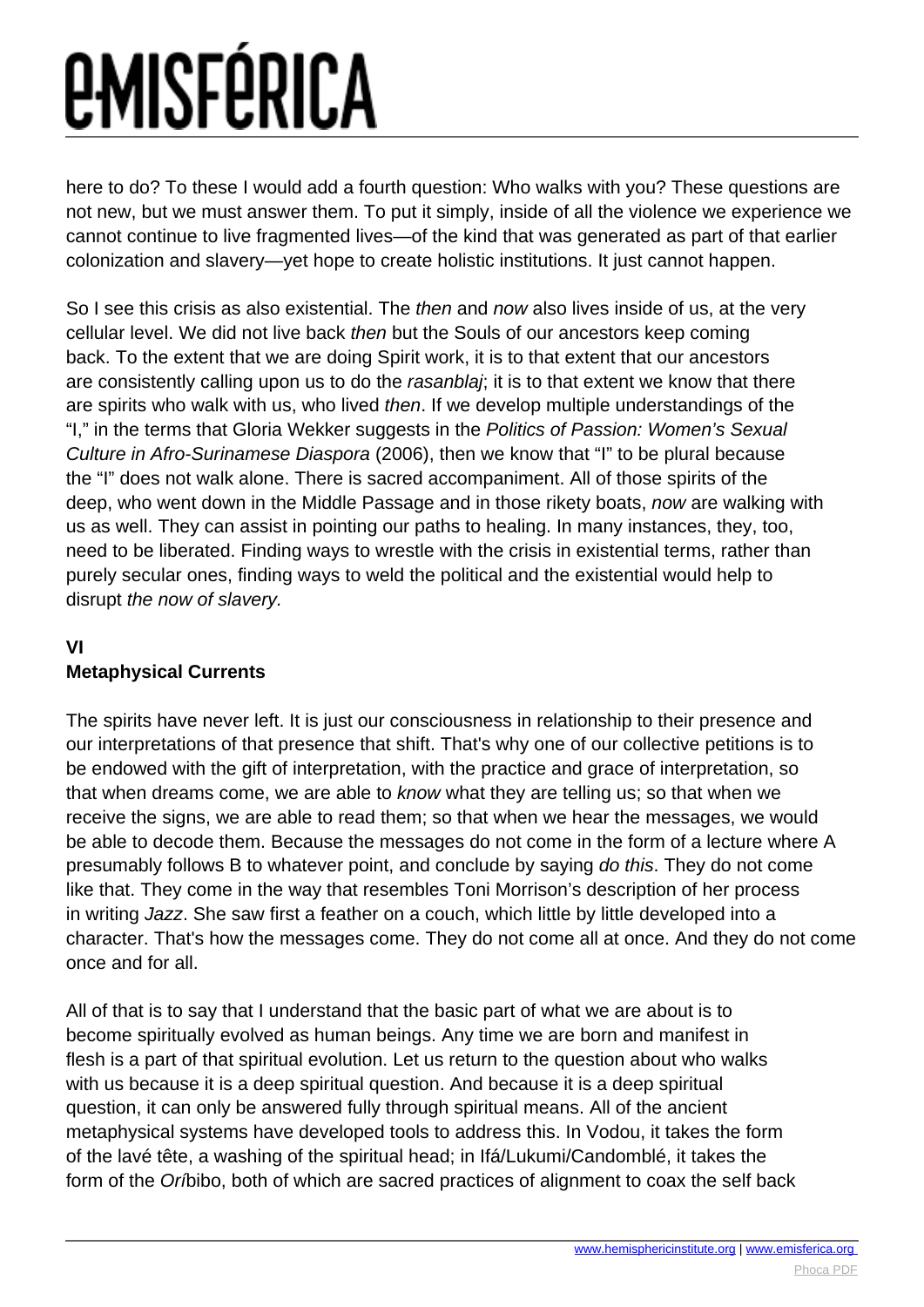here to do? To these I would add a fourth question: Who walks with you? These questions are not new, but we must answer them. To put it simply, inside of all the violence we experience we cannot continue to live fragmented lives—of the kind that was generated as part of that earlier colonization and slavery—yet hope to create holistic institutions. It just cannot happen.

So I see this crisis as also existential. The *then* and *now* also lives inside of us, at the very cellular level. We did not live back *then* but the Souls of our ancestors keep coming back. To the extent that we are doing Spirit work, it is to that extent that our ancestors are consistently calling upon us to do the *rasanblaj*; it is to that extent we know that there are spirits who walk with us, who lived *then*. If we develop multiple understandings of the "I," in the terms that Gloria Wekker suggests in the *Politics of Passion: Women's Sexual Culture in Afro-Surinamese Diaspora* (2006), then we know that "I" to be plural because the "I" does not walk alone. There is sacred accompaniment. All of those spirits of the deep, who went down in the Middle Passage and in those rikety boats, *now* are walking with us as well. They can assist in pointing our paths to healing. In many instances, they, too, need to be liberated. Finding ways to wrestle with the crisis in existential terms, rather than purely secular ones, finding ways to weld the political and the existential would help to disrupt *the now of slavery.*

## VI
## Metaphysical Currents

The spirits have never left. It is just our consciousness in relationship to their presence and our interpretations of that presence that shift. That's why one of our collective petitions is to be endowed with the gift of interpretation, with the practice and grace of interpretation, so that when dreams come, we are able to *know* what they are telling us; so that when we receive the signs, we are able to read them; so that when we hear the messages, we would be able to decode them. Because the messages do not come in the form of a lecture where A presumably follows B to whatever point, and conclude by saying *do this*. They do not come like that. They come in the way that resembles Toni Morrison's description of her process in writing *Jazz*. She saw first a feather on a couch, which little by little developed into a character. That's how the messages come. They do not come all at once. And they do not come once and for all.

All of that is to say that I understand that the basic part of what we are about is to become spiritually evolved as human beings. Any time we are born and manifest in flesh is a part of that spiritual evolution. Let us return to the question about who walks with us because it is a deep spiritual question. And because it is a deep spiritual question, it can only be answered fully through spiritual means. All of the ancient metaphysical systems have developed tools to address this. In Vodou, it takes the form of the lavé tête, a washing of the spiritual head; in Ifá/Lukumi/Candomblé, it takes the form of the *Orí*bibo, both of which are sacred practices of alignment to coax the self back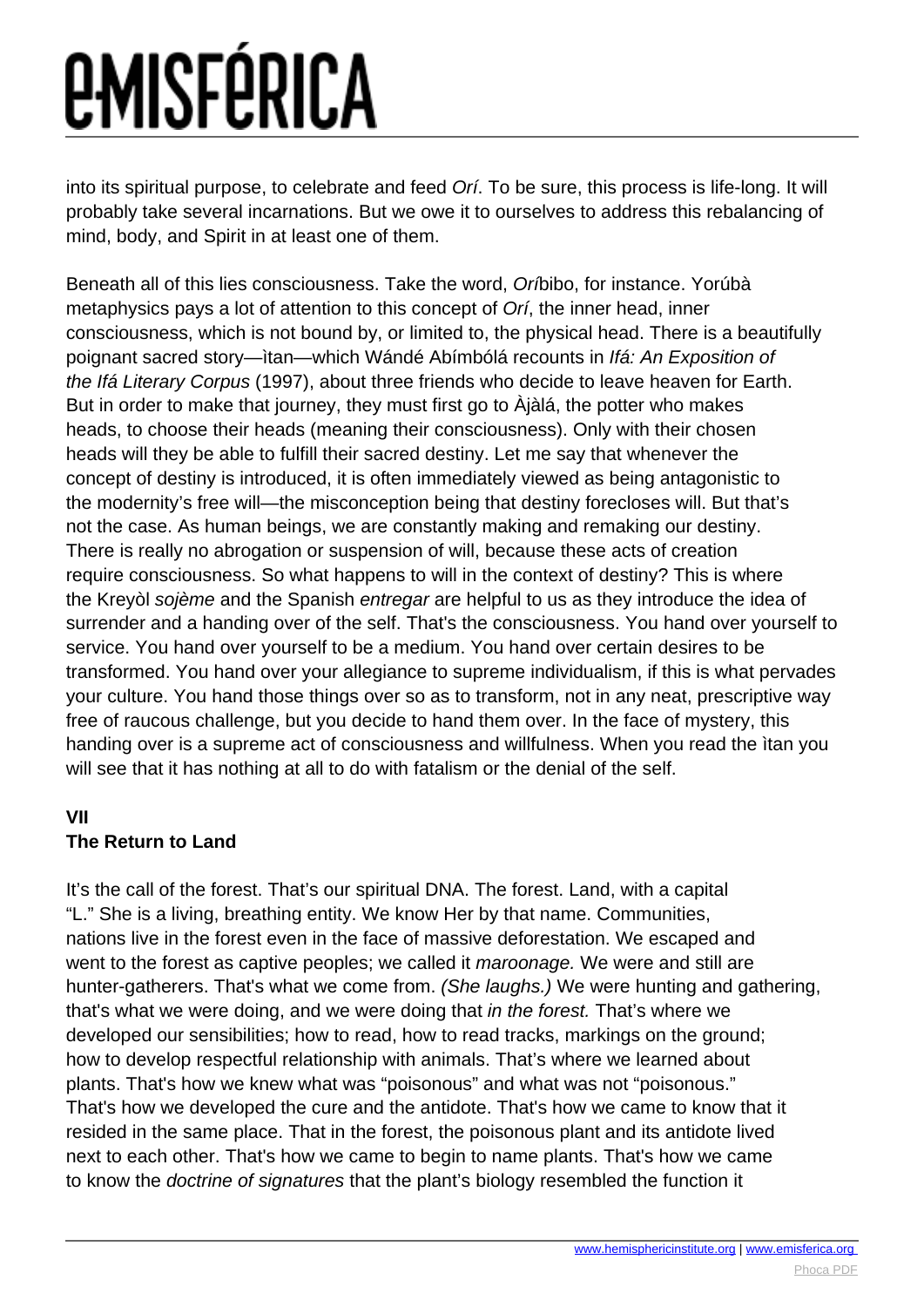into its spiritual purpose, to celebrate and feed *Orí*. To be sure, this process is life-long. It will probably take several incarnations. But we owe it to ourselves to address this rebalancing of mind, body, and Spirit in at least one of them.

Beneath all of this lies consciousness. Take the word, *Orí*bibo, for instance. Yorúbà metaphysics pays a lot of attention to this concept of *Orí*, the inner head, inner consciousness, which is not bound by, or limited to, the physical head. There is a beautifully poignant sacred story—ìtan—which Wándé Abímbólá recounts in *Ifá: An Exposition of the Ifá Literary Corpus* (1997), about three friends who decide to leave heaven for Earth. But in order to make that journey, they must first go to Àjàlá, the potter who makes heads, to choose their heads (meaning their consciousness). Only with their chosen heads will they be able to fulfill their sacred destiny. Let me say that whenever the concept of destiny is introduced, it is often immediately viewed as being antagonistic to the modernity's free will—the misconception being that destiny forecloses will. But that's not the case. As human beings, we are constantly making and remaking our destiny. There is really no abrogation or suspension of will, because these acts of creation require consciousness. So what happens to will in the context of destiny? This is where the Kreyòl *sojème* and the Spanish *entregar* are helpful to us as they introduce the idea of surrender and a handing over of the self. That's the consciousness. You hand over yourself to service. You hand over yourself to be a medium. You hand over certain desires to be transformed. You hand over your allegiance to supreme individualism, if this is what pervades your culture. You hand those things over so as to transform, not in any neat, prescriptive way free of raucous challenge, but you decide to hand them over. In the face of mystery, this handing over is a supreme act of consciousness and willfulness. When you read the ìtan you will see that it has nothing at all to do with fatalism or the denial of the self.

## VII
## The Return to Land

It's the call of the forest. That's our spiritual DNA. The forest. Land, with a capital "L." She is a living, breathing entity. We know Her by that name. Communities, nations live in the forest even in the face of massive deforestation. We escaped and went to the forest as captive peoples; we called it *maroonage.* We were and still are hunter-gatherers. That's what we come from. *(She laughs.)* We were hunting and gathering, that's what we were doing, and we were doing that *in the forest.* That's where we developed our sensibilities; how to read, how to read tracks, markings on the ground; how to develop respectful relationship with animals. That's where we learned about plants. That's how we knew what was "poisonous" and what was not "poisonous." That's how we developed the cure and the antidote. That's how we came to know that it resided in the same place. That in the forest, the poisonous plant and its antidote lived next to each other. That's how we came to begin to name plants. That's how we came to know the *doctrine of signatures* that the plant's biology resembled the function it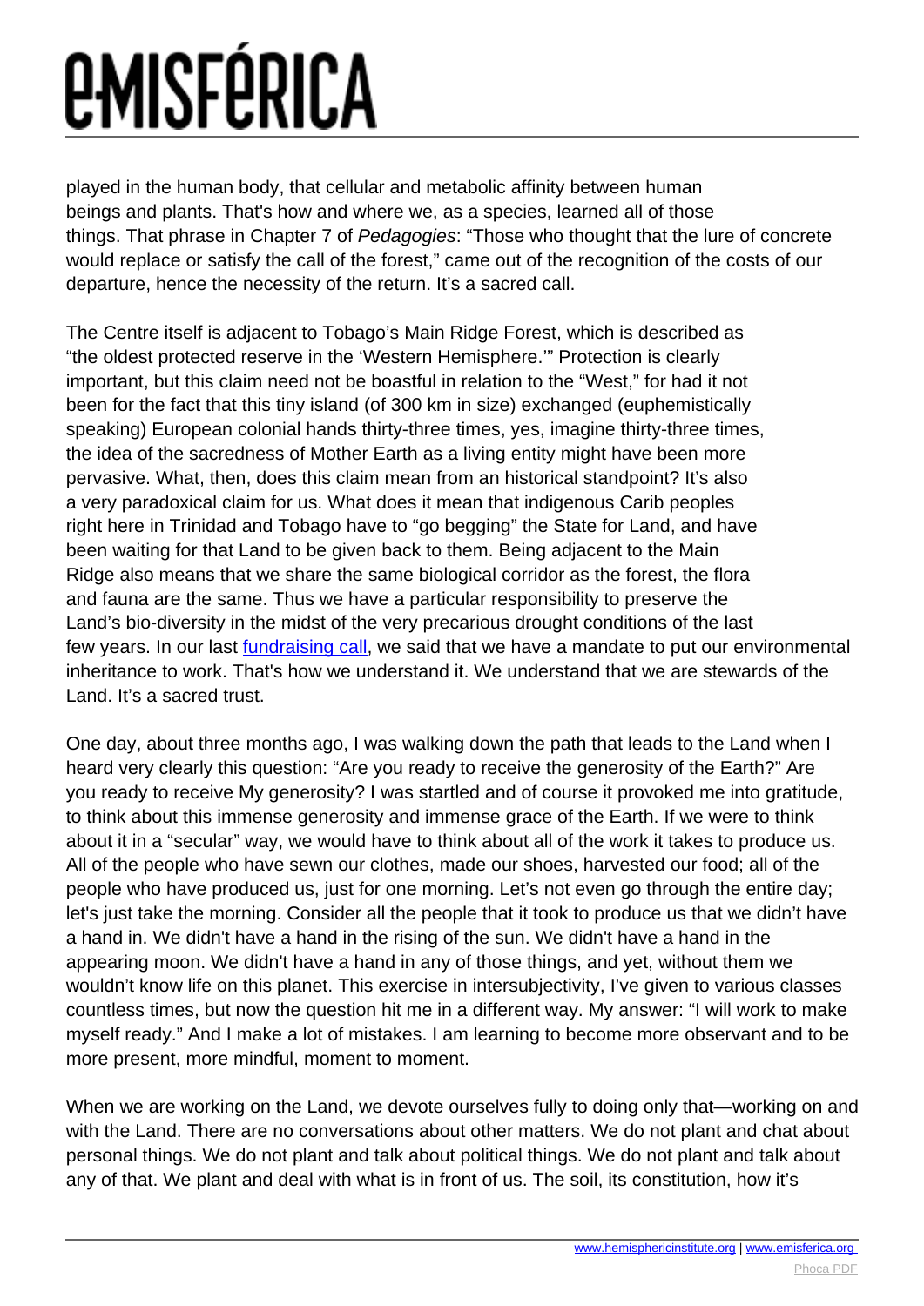played in the human body, that cellular and metabolic affinity between human beings and plants. That's how and where we, as a species, learned all of those things. That phrase in Chapter 7 of *Pedagogies*: "Those who thought that the lure of concrete would replace or satisfy the call of the forest," came out of the recognition of the costs of our departure, hence the necessity of the return. It's a sacred call.

The Centre itself is adjacent to Tobago's Main Ridge Forest, which is described as "the oldest protected reserve in the 'Western Hemisphere.'" Protection is clearly important, but this claim need not be boastful in relation to the "West," for had it not been for the fact that this tiny island (of 300 km in size) exchanged (euphemistically speaking) European colonial hands thirty-three times, yes, imagine thirty-three times, the idea of the sacredness of Mother Earth as a living entity might have been more pervasive. What, then, does this claim mean from an historical standpoint? It's also a very paradoxical claim for us. What does it mean that indigenous Carib peoples right here in Trinidad and Tobago have to "go begging" the State for Land, and have been waiting for that Land to be given back to them. Being adjacent to the Main Ridge also means that we share the same biological corridor as the forest, the flora and fauna are the same. Thus we have a particular responsibility to preserve the Land's bio-diversity in the midst of the very precarious drought conditions of the last few years. In our last [fundraising call](), we said that we have a mandate to put our environmental inheritance to work. That's how we understand it. We understand that we are stewards of the Land. It's a sacred trust.

One day, about three months ago, I was walking down the path that leads to the Land when I heard very clearly this question: "Are you ready to receive the generosity of the Earth?" Are you ready to receive My generosity? I was startled and of course it provoked me into gratitude, to think about this immense generosity and immense grace of the Earth. If we were to think about it in a "secular" way, we would have to think about all of the work it takes to produce us. All of the people who have sewn our clothes, made our shoes, harvested our food; all of the people who have produced us, just for one morning. Let's not even go through the entire day; let's just take the morning. Consider all the people that it took to produce us that we didn't have a hand in. We didn't have a hand in the rising of the sun. We didn't have a hand in the appearing moon. We didn't have a hand in any of those things, and yet, without them we wouldn't know life on this planet. This exercise in intersubjectivity, I've given to various classes countless times, but now the question hit me in a different way. My answer: "I will work to make myself ready." And I make a lot of mistakes. I am learning to become more observant and to be more present, more mindful, moment to moment.

When we are working on the Land, we devote ourselves fully to doing only that—working on and with the Land. There are no conversations about other matters. We do not plant and chat about personal things. We do not plant and talk about political things. We do not plant and talk about any of that. We plant and deal with what is in front of us. The soil, its constitution, how it's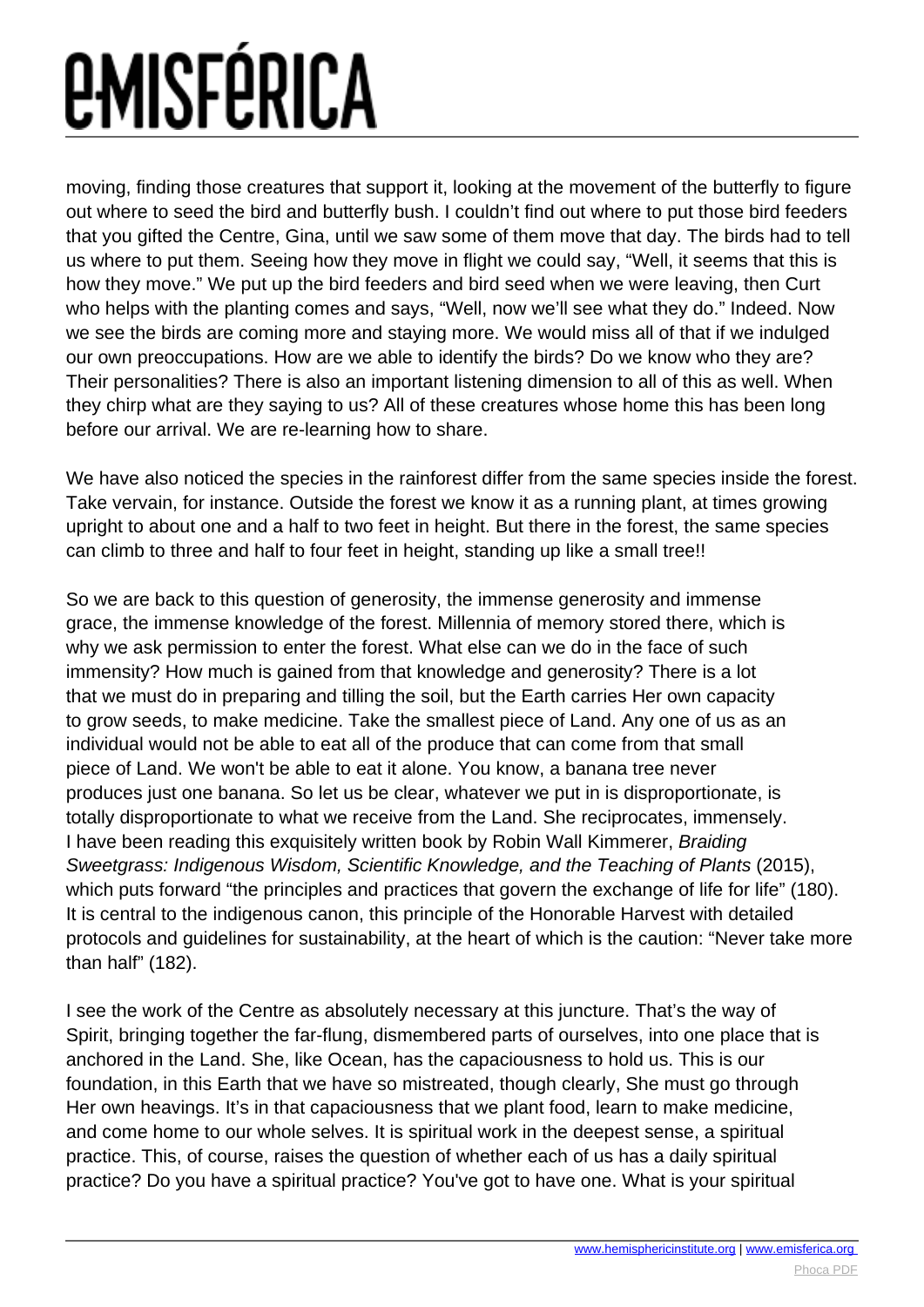moving, finding those creatures that support it, looking at the movement of the butterfly to figure out where to seed the bird and butterfly bush. I couldn't find out where to put those bird feeders that you gifted the Centre, Gina, until we saw some of them move that day. The birds had to tell us where to put them. Seeing how they move in flight we could say, "Well, it seems that this is how they move." We put up the bird feeders and bird seed when we were leaving, then Curt who helps with the planting comes and says, "Well, now we'll see what they do." Indeed. Now we see the birds are coming more and staying more. We would miss all of that if we indulged our own preoccupations. How are we able to identify the birds? Do we know who they are? Their personalities? There is also an important listening dimension to all of this as well. When they chirp what are they saying to us? All of these creatures whose home this has been long before our arrival. We are re-learning how to share.

We have also noticed the species in the rainforest differ from the same species inside the forest. Take vervain, for instance. Outside the forest we know it as a running plant, at times growing upright to about one and a half to two feet in height. But there in the forest, the same species can climb to three and half to four feet in height, standing up like a small tree!!

So we are back to this question of generosity, the immense generosity and immense grace, the immense knowledge of the forest. Millennia of memory stored there, which is why we ask permission to enter the forest. What else can we do in the face of such immensity? How much is gained from that knowledge and generosity? There is a lot that we must do in preparing and tilling the soil, but the Earth carries Her own capacity to grow seeds, to make medicine. Take the smallest piece of Land. Any one of us as an individual would not be able to eat all of the produce that can come from that small piece of Land. We won't be able to eat it alone. You know, a banana tree never produces just one banana. So let us be clear, whatever we put in is disproportionate, is totally disproportionate to what we receive from the Land. She reciprocates, immensely. I have been reading this exquisitely written book by Robin Wall Kimmerer, *Braiding Sweetgrass: Indigenous Wisdom, Scientific Knowledge, and the Teaching of Plants* (2015), which puts forward "the principles and practices that govern the exchange of life for life" (180). It is central to the indigenous canon, this principle of the Honorable Harvest with detailed protocols and guidelines for sustainability, at the heart of which is the caution: "Never take more than half" (182).

I see the work of the Centre as absolutely necessary at this juncture. That's the way of Spirit, bringing together the far-flung, dismembered parts of ourselves, into one place that is anchored in the Land. She, like Ocean, has the capaciousness to hold us. This is our foundation, in this Earth that we have so mistreated, though clearly, She must go through Her own heavings. It's in that capaciousness that we plant food, learn to make medicine, and come home to our whole selves. It is spiritual work in the deepest sense, a spiritual practice. This, of course, raises the question of whether each of us has a daily spiritual practice? Do you have a spiritual practice? You've got to have one. What is your spiritual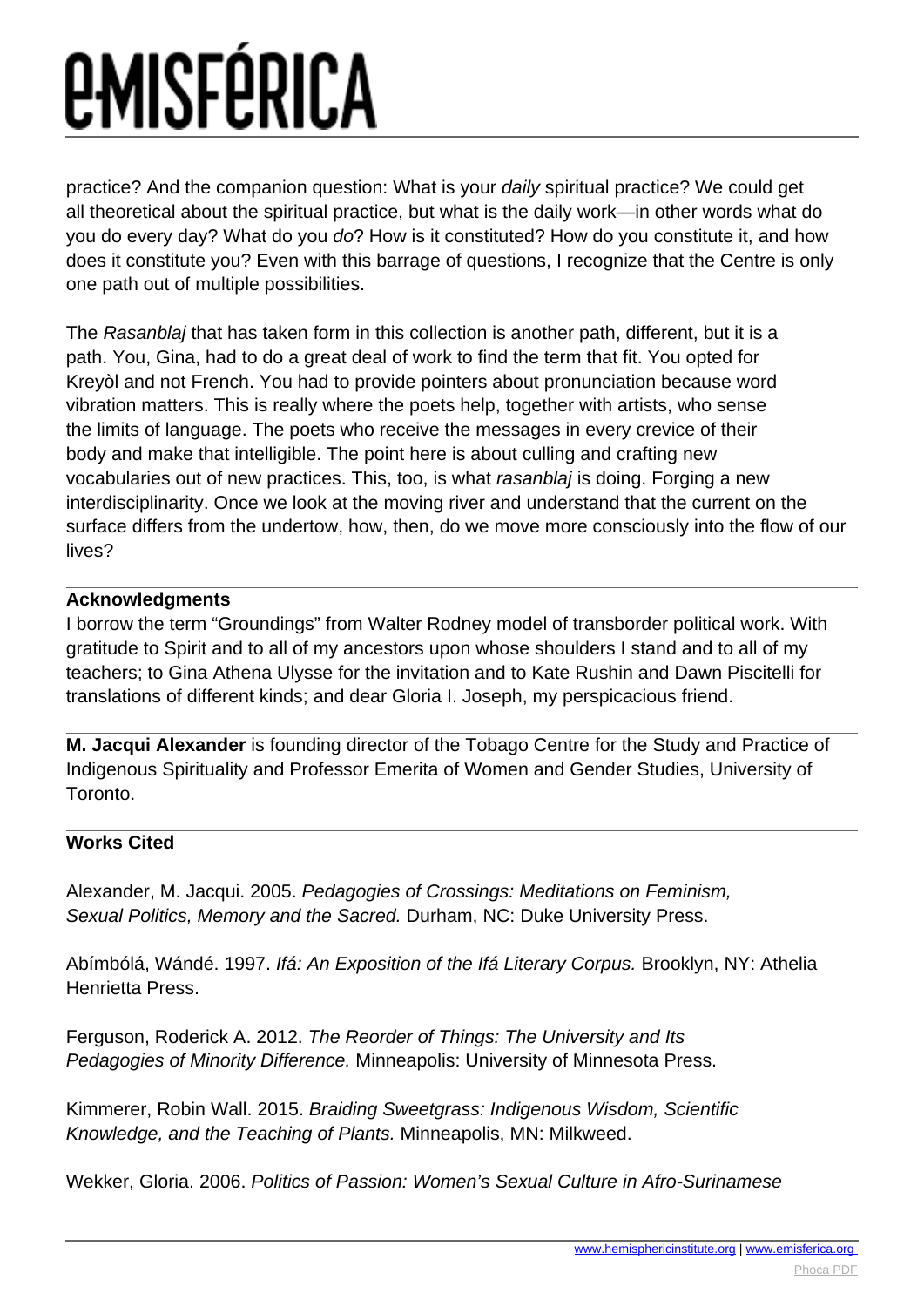practice? And the companion question: What is your *daily* spiritual practice? We could get all theoretical about the spiritual practice, but what is the daily work—in other words what do you do every day? What do you *do*? How is it constituted? How do you constitute it, and how does it constitute you? Even with this barrage of questions, I recognize that the Centre is only one path out of multiple possibilities.

The *Rasanblaj* that has taken form in this collection is another path, different, but it is a path. You, Gina, had to do a great deal of work to find the term that fit. You opted for Kreyòl and not French. You had to provide pointers about pronunciation because word vibration matters. This is really where the poets help, together with artists, who sense the limits of language. The poets who receive the messages in every crevice of their body and make that intelligible. The point here is about culling and crafting new vocabularies out of new practices. This, too, is what *rasanblaj* is doing. Forging a new interdisciplinarity. Once we look at the moving river and understand that the current on the surface differs from the undertow, how, then, do we move more consciously into the flow of our lives?

**Acknowledgments**

I borrow the term "Groundings" from Walter Rodney model of transborder political work. With gratitude to Spirit and to all of my ancestors upon whose shoulders I stand and to all of my teachers; to Gina Athena Ulysse for the invitation and to Kate Rushin and Dawn Piscitelli for translations of different kinds; and dear Gloria I. Joseph, my perspicacious friend.

**M. Jacqui Alexander** is founding director of the Tobago Centre for the Study and Practice of Indigenous Spirituality and Professor Emerita of Women and Gender Studies, University of Toronto.

**Works Cited**

Alexander, M. Jacqui. 2005. *Pedagogies of Crossings: Meditations on Feminism, Sexual Politics, Memory and the Sacred.* Durham, NC: Duke University Press.

Abímbólá, Wándé. 1997. *Ifá: An Exposition of the Ifá Literary Corpus.* Brooklyn, NY: Athelia Henrietta Press.

Ferguson, Roderick A. 2012. *The Reorder of Things: The University and Its Pedagogies of Minority Difference.* Minneapolis: University of Minnesota Press.

Kimmerer, Robin Wall. 2015. *Braiding Sweetgrass: Indigenous Wisdom, Scientific Knowledge, and the Teaching of Plants.* Minneapolis, MN: Milkweed.

Wekker, Gloria. 2006. *Politics of Passion: Women's Sexual Culture in Afro-Surinamese*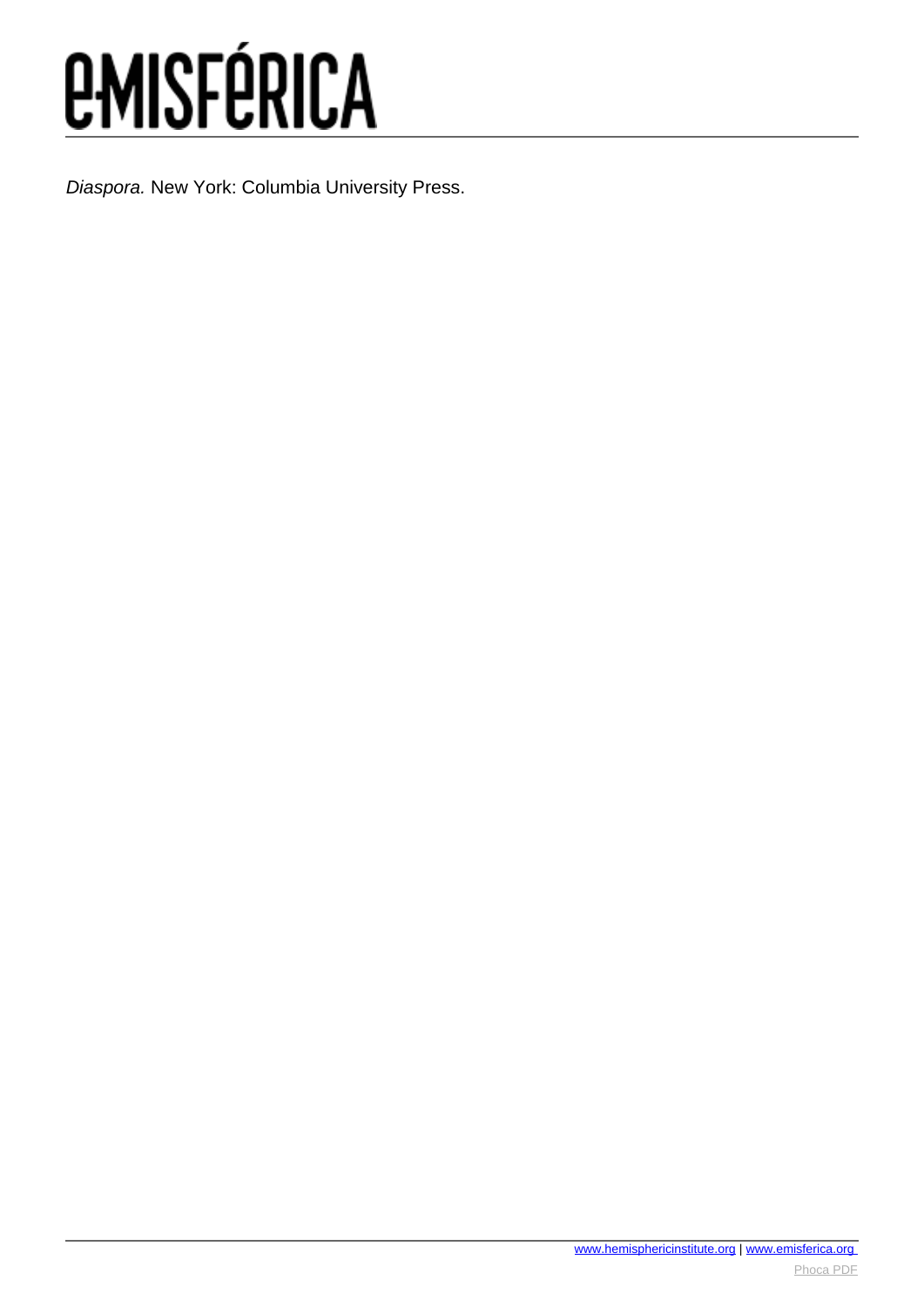*Diaspora.* New York: Columbia University Press.